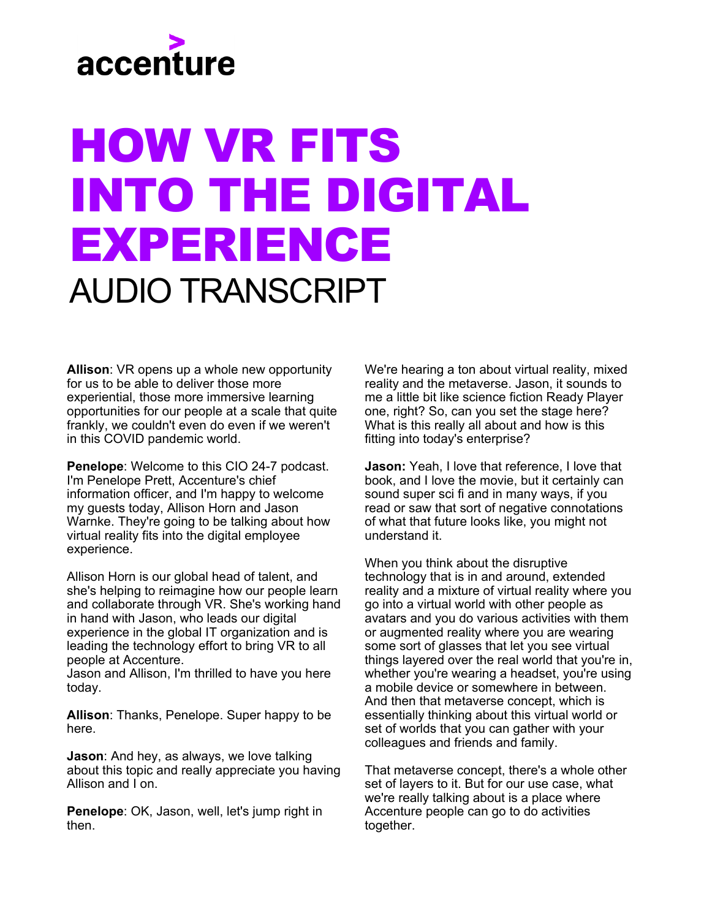accenture

# HOW VR FITS INTO THE DIGITAL EXPERIENCE

## AUDIO TRANSCRIPT

**Allison**: VR opens up a whole new opportunity for us to be able to deliver those more experiential, those more immersive learning opportunities for our people at a scale that quite frankly, we couldn't even do even if we weren't in this COVID pandemic world.

**Penelope**: Welcome to this CIO 24-7 podcast. I'm Penelope Prett, Accenture's chief information officer, and I'm happy to welcome my guests today, Allison Horn and Jason Warnke. They're going to be talking about how virtual reality fits into the digital employee experience.

Allison Horn is our global head of talent, and she's helping to reimagine how our people learn and collaborate through VR. She's working hand in hand with Jason, who leads our digital experience in the global IT organization and is leading the technology effort to bring VR to all people at Accenture.
Jason and Allison, I'm thrilled to have you here today.

**Allison**: Thanks, Penelope. Super happy to be here.

**Jason**: And hey, as always, we love talking about this topic and really appreciate you having Allison and I on.

**Penelope**: OK, Jason, well, let's jump right in then.

We're hearing a ton about virtual reality, mixed reality and the metaverse. Jason, it sounds to me a little bit like science fiction Ready Player one, right? So, can you set the stage here? What is this really all about and how is this fitting into today's enterprise?

**Jason:** Yeah, I love that reference, I love that book, and I love the movie, but it certainly can sound super sci fi and in many ways, if you read or saw that sort of negative connotations of what that future looks like, you might not understand it.

When you think about the disruptive technology that is in and around, extended reality and a mixture of virtual reality where you go into a virtual world with other people as avatars and you do various activities with them or augmented reality where you are wearing some sort of glasses that let you see virtual things layered over the real world that you're in, whether you're wearing a headset, you're using a mobile device or somewhere in between. And then that metaverse concept, which is essentially thinking about this virtual world or set of worlds that you can gather with your colleagues and friends and family.

That metaverse concept, there's a whole other set of layers to it. But for our use case, what we're really talking about is a place where Accenture people can go to do activities together.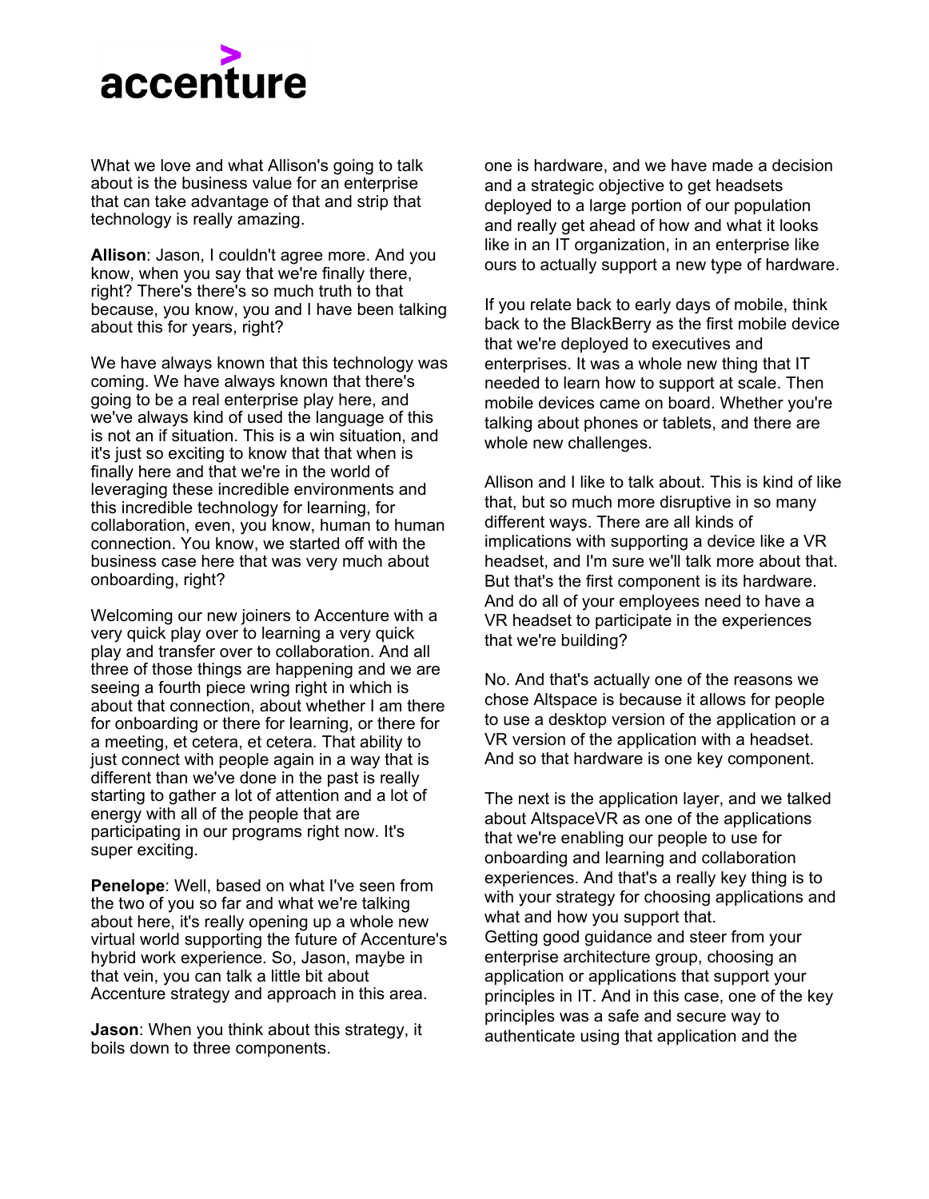What we love and what Allison's going to talk about is the business value for an enterprise that can take advantage of that and strip that technology is really amazing.

**Allison**: Jason, I couldn't agree more. And you know, when you say that we're finally there, right? There's there's so much truth to that because, you know, you and I have been talking about this for years, right?

We have always known that this technology was coming. We have always known that there's going to be a real enterprise play here, and we've always kind of used the language of this is not an if situation. This is a win situation, and it's just so exciting to know that that when is finally here and that we're in the world of leveraging these incredible environments and this incredible technology for learning, for collaboration, even, you know, human to human connection. You know, we started off with the business case here that was very much about onboarding, right?

Welcoming our new joiners to Accenture with a very quick play over to learning a very quick play and transfer over to collaboration. And all three of those things are happening and we are seeing a fourth piece wring right in which is about that connection, about whether I am there for onboarding or there for learning, or there for a meeting, et cetera, et cetera. That ability to just connect with people again in a way that is different than we've done in the past is really starting to gather a lot of attention and a lot of energy with all of the people that are participating in our programs right now. It's super exciting.

**Penelope**: Well, based on what I've seen from the two of you so far and what we're talking about here, it's really opening up a whole new virtual world supporting the future of Accenture's hybrid work experience. So, Jason, maybe in that vein, you can talk a little bit about Accenture strategy and approach in this area.

**Jason**: When you think about this strategy, it boils down to three components.

one is hardware, and we have made a decision and a strategic objective to get headsets deployed to a large portion of our population and really get ahead of how and what it looks like in an IT organization, in an enterprise like ours to actually support a new type of hardware.

If you relate back to early days of mobile, think back to the BlackBerry as the first mobile device that we're deployed to executives and enterprises. It was a whole new thing that IT needed to learn how to support at scale. Then mobile devices came on board. Whether you're talking about phones or tablets, and there are whole new challenges.

Allison and I like to talk about. This is kind of like that, but so much more disruptive in so many different ways. There are all kinds of implications with supporting a device like a VR headset, and I'm sure we'll talk more about that. But that's the first component is its hardware. And do all of your employees need to have a VR headset to participate in the experiences that we're building?

No. And that's actually one of the reasons we chose Altspace is because it allows for people to use a desktop version of the application or a VR version of the application with a headset. And so that hardware is one key component.

The next is the application layer, and we talked about AltspaceVR as one of the applications that we're enabling our people to use for onboarding and learning and collaboration experiences. And that's a really key thing is to with your strategy for choosing applications and what and how you support that.
Getting good guidance and steer from your enterprise architecture group, choosing an application or applications that support your principles in IT. And in this case, one of the key principles was a safe and secure way to authenticate using that application and the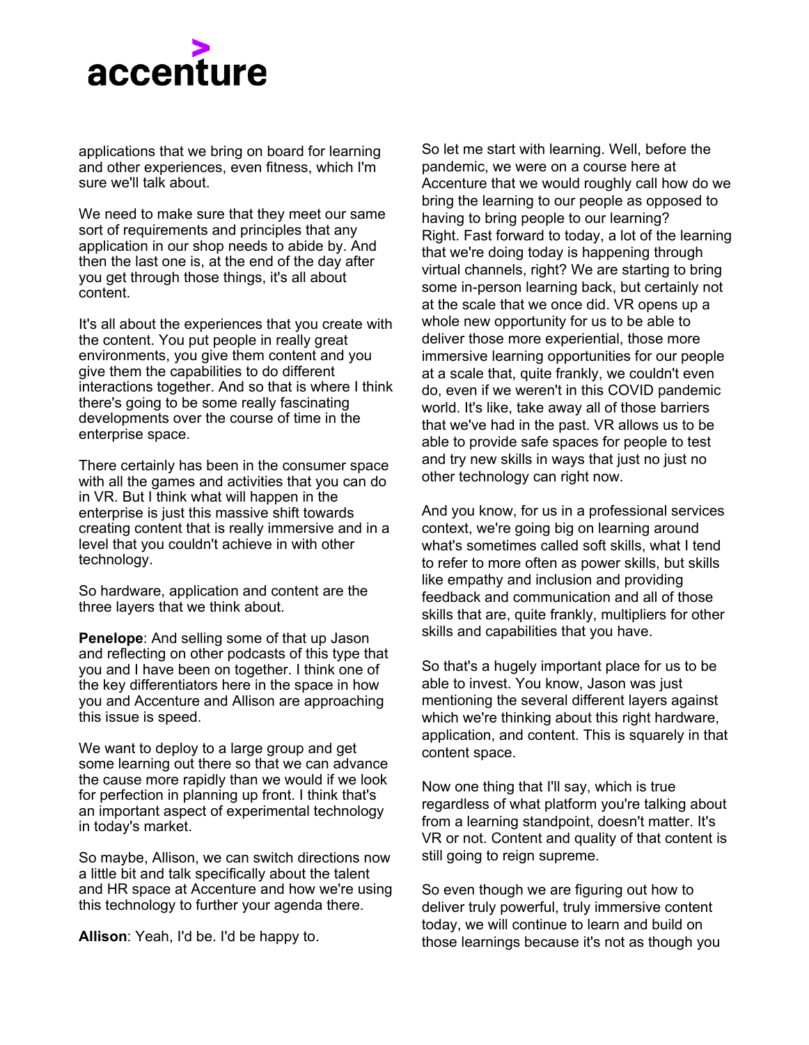applications that we bring on board for learning and other experiences, even fitness, which I'm sure we'll talk about.

We need to make sure that they meet our same sort of requirements and principles that any application in our shop needs to abide by. And then the last one is, at the end of the day after you get through those things, it's all about content.

It's all about the experiences that you create with the content. You put people in really great environments, you give them content and you give them the capabilities to do different interactions together. And so that is where I think there's going to be some really fascinating developments over the course of time in the enterprise space.

There certainly has been in the consumer space with all the games and activities that you can do in VR. But I think what will happen in the enterprise is just this massive shift towards creating content that is really immersive and in a level that you couldn't achieve in with other technology.

So hardware, application and content are the three layers that we think about.

**Penelope**: And selling some of that up Jason and reflecting on other podcasts of this type that you and I have been on together. I think one of the key differentiators here in the space in how you and Accenture and Allison are approaching this issue is speed.

We want to deploy to a large group and get some learning out there so that we can advance the cause more rapidly than we would if we look for perfection in planning up front. I think that's an important aspect of experimental technology in today's market.

So maybe, Allison, we can switch directions now a little bit and talk specifically about the talent and HR space at Accenture and how we're using this technology to further your agenda there.

**Allison**: Yeah, I'd be. I'd be happy to.

So let me start with learning. Well, before the pandemic, we were on a course here at Accenture that we would roughly call how do we bring the learning to our people as opposed to having to bring people to our learning? Right. Fast forward to today, a lot of the learning that we're doing today is happening through virtual channels, right? We are starting to bring some in-person learning back, but certainly not at the scale that we once did. VR opens up a whole new opportunity for us to be able to deliver those more experiential, those more immersive learning opportunities for our people at a scale that, quite frankly, we couldn't even do, even if we weren't in this COVID pandemic world. It's like, take away all of those barriers that we've had in the past. VR allows us to be able to provide safe spaces for people to test and try new skills in ways that just no just no other technology can right now.

And you know, for us in a professional services context, we're going big on learning around what's sometimes called soft skills, what I tend to refer to more often as power skills, but skills like empathy and inclusion and providing feedback and communication and all of those skills that are, quite frankly, multipliers for other skills and capabilities that you have.

So that's a hugely important place for us to be able to invest. You know, Jason was just mentioning the several different layers against which we're thinking about this right hardware, application, and content. This is squarely in that content space.

Now one thing that I'll say, which is true regardless of what platform you're talking about from a learning standpoint, doesn't matter. It's VR or not. Content and quality of that content is still going to reign supreme.

So even though we are figuring out how to deliver truly powerful, truly immersive content today, we will continue to learn and build on those learnings because it's not as though you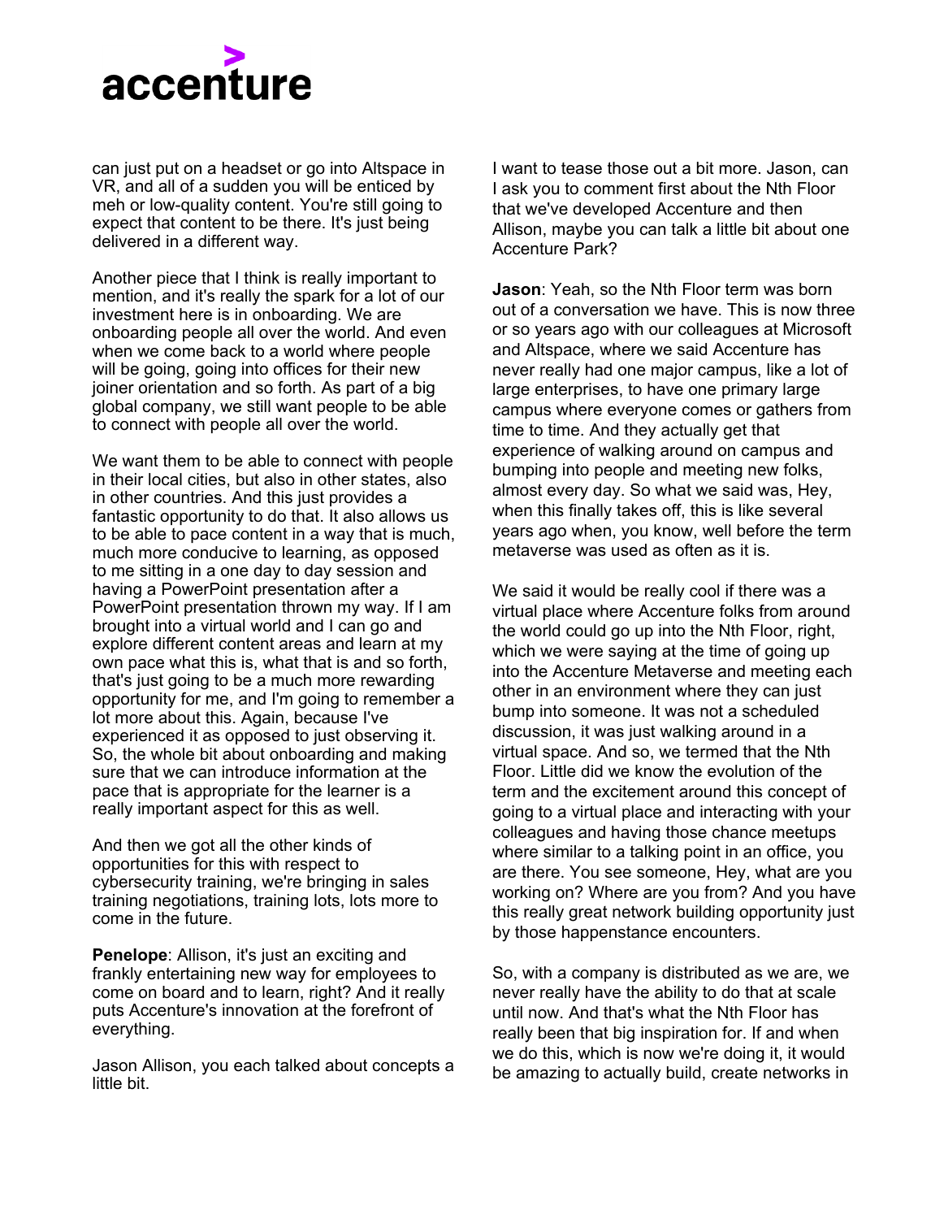can just put on a headset or go into Altspace in VR, and all of a sudden you will be enticed by meh or low-quality content. You're still going to expect that content to be there. It's just being delivered in a different way.

Another piece that I think is really important to mention, and it's really the spark for a lot of our investment here is in onboarding. We are onboarding people all over the world. And even when we come back to a world where people will be going, going into offices for their new joiner orientation and so forth. As part of a big global company, we still want people to be able to connect with people all over the world.

We want them to be able to connect with people in their local cities, but also in other states, also in other countries. And this just provides a fantastic opportunity to do that. It also allows us to be able to pace content in a way that is much, much more conducive to learning, as opposed to me sitting in a one day to day session and having a PowerPoint presentation after a PowerPoint presentation thrown my way. If I am brought into a virtual world and I can go and explore different content areas and learn at my own pace what this is, what that is and so forth, that's just going to be a much more rewarding opportunity for me, and I'm going to remember a lot more about this. Again, because I've experienced it as opposed to just observing it. So, the whole bit about onboarding and making sure that we can introduce information at the pace that is appropriate for the learner is a really important aspect for this as well.

And then we got all the other kinds of opportunities for this with respect to cybersecurity training, we're bringing in sales training negotiations, training lots, lots more to come in the future.

**Penelope**: Allison, it's just an exciting and frankly entertaining new way for employees to come on board and to learn, right? And it really puts Accenture's innovation at the forefront of everything.

Jason Allison, you each talked about concepts a little bit.

I want to tease those out a bit more. Jason, can I ask you to comment first about the Nth Floor that we've developed Accenture and then Allison, maybe you can talk a little bit about one Accenture Park?

**Jason**: Yeah, so the Nth Floor term was born out of a conversation we have. This is now three or so years ago with our colleagues at Microsoft and Altspace, where we said Accenture has never really had one major campus, like a lot of large enterprises, to have one primary large campus where everyone comes or gathers from time to time. And they actually get that experience of walking around on campus and bumping into people and meeting new folks, almost every day. So what we said was, Hey, when this finally takes off, this is like several years ago when, you know, well before the term metaverse was used as often as it is.

We said it would be really cool if there was a virtual place where Accenture folks from around the world could go up into the Nth Floor, right, which we were saying at the time of going up into the Accenture Metaverse and meeting each other in an environment where they can just bump into someone. It was not a scheduled discussion, it was just walking around in a virtual space. And so, we termed that the Nth Floor. Little did we know the evolution of the term and the excitement around this concept of going to a virtual place and interacting with your colleagues and having those chance meetups where similar to a talking point in an office, you are there. You see someone, Hey, what are you working on? Where are you from? And you have this really great network building opportunity just by those happenstance encounters.

So, with a company is distributed as we are, we never really have the ability to do that at scale until now. And that's what the Nth Floor has really been that big inspiration for. If and when we do this, which is now we're doing it, it would be amazing to actually build, create networks in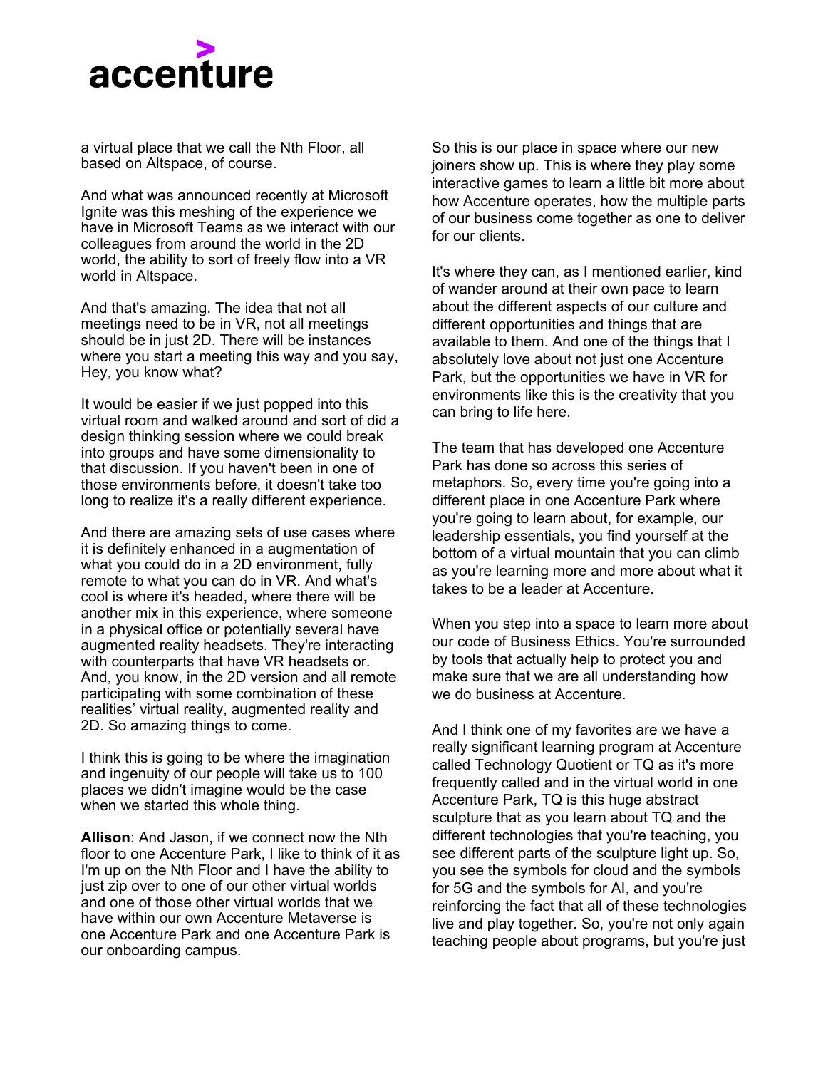a virtual place that we call the Nth Floor, all based on Altspace, of course.

And what was announced recently at Microsoft Ignite was this meshing of the experience we have in Microsoft Teams as we interact with our colleagues from around the world in the 2D world, the ability to sort of freely flow into a VR world in Altspace.

And that's amazing. The idea that not all meetings need to be in VR, not all meetings should be in just 2D. There will be instances where you start a meeting this way and you say, Hey, you know what?

It would be easier if we just popped into this virtual room and walked around and sort of did a design thinking session where we could break into groups and have some dimensionality to that discussion. If you haven't been in one of those environments before, it doesn't take too long to realize it's a really different experience.

And there are amazing sets of use cases where it is definitely enhanced in a augmentation of what you could do in a 2D environment, fully remote to what you can do in VR. And what's cool is where it's headed, where there will be another mix in this experience, where someone in a physical office or potentially several have augmented reality headsets. They're interacting with counterparts that have VR headsets or. And, you know, in the 2D version and all remote participating with some combination of these realities' virtual reality, augmented reality and 2D. So amazing things to come.

I think this is going to be where the imagination and ingenuity of our people will take us to 100 places we didn't imagine would be the case when we started this whole thing.

**Allison**: And Jason, if we connect now the Nth floor to one Accenture Park, I like to think of it as I'm up on the Nth Floor and I have the ability to just zip over to one of our other virtual worlds and one of those other virtual worlds that we have within our own Accenture Metaverse is one Accenture Park and one Accenture Park is our onboarding campus.

So this is our place in space where our new joiners show up. This is where they play some interactive games to learn a little bit more about how Accenture operates, how the multiple parts of our business come together as one to deliver for our clients.

It's where they can, as I mentioned earlier, kind of wander around at their own pace to learn about the different aspects of our culture and different opportunities and things that are available to them. And one of the things that I absolutely love about not just one Accenture Park, but the opportunities we have in VR for environments like this is the creativity that you can bring to life here.

The team that has developed one Accenture Park has done so across this series of metaphors. So, every time you're going into a different place in one Accenture Park where you're going to learn about, for example, our leadership essentials, you find yourself at the bottom of a virtual mountain that you can climb as you're learning more and more about what it takes to be a leader at Accenture.

When you step into a space to learn more about our code of Business Ethics. You're surrounded by tools that actually help to protect you and make sure that we are all understanding how we do business at Accenture.

And I think one of my favorites are we have a really significant learning program at Accenture called Technology Quotient or TQ as it's more frequently called and in the virtual world in one Accenture Park, TQ is this huge abstract sculpture that as you learn about TQ and the different technologies that you're teaching, you see different parts of the sculpture light up. So, you see the symbols for cloud and the symbols for 5G and the symbols for AI, and you're reinforcing the fact that all of these technologies live and play together. So, you're not only again teaching people about programs, but you're just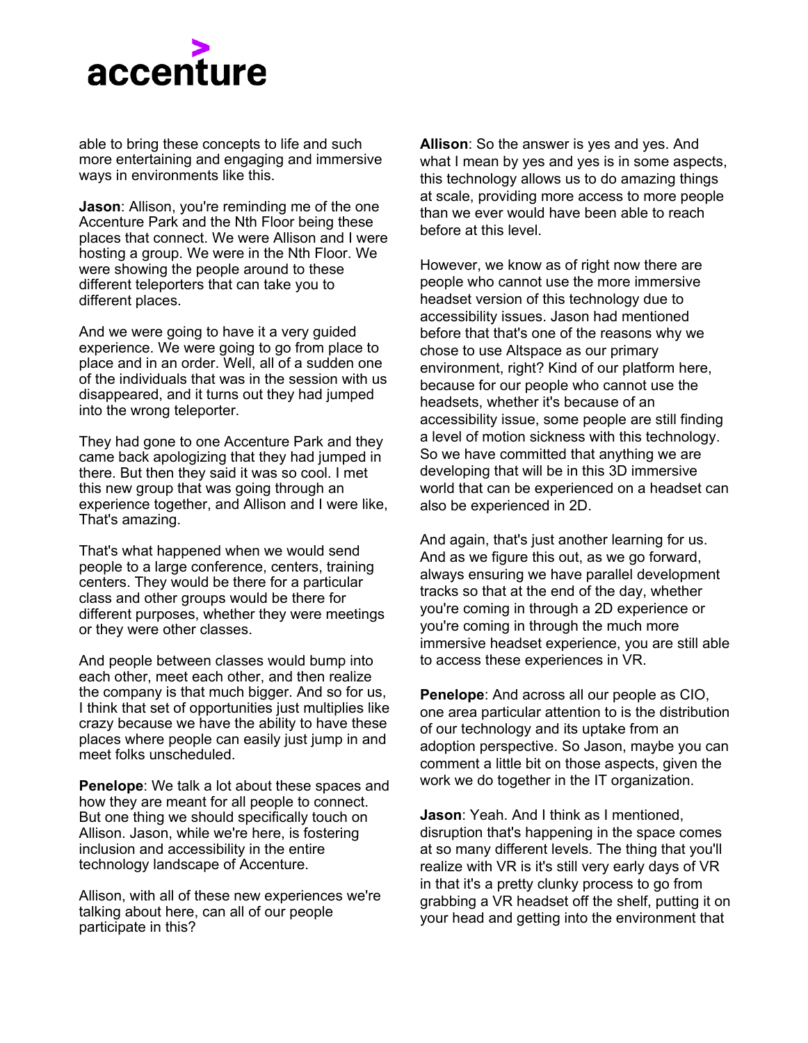able to bring these concepts to life and such more entertaining and engaging and immersive ways in environments like this.

**Jason**: Allison, you're reminding me of the one Accenture Park and the Nth Floor being these places that connect. We were Allison and I were hosting a group. We were in the Nth Floor. We were showing the people around to these different teleporters that can take you to different places.

And we were going to have it a very guided experience. We were going to go from place to place and in an order. Well, all of a sudden one of the individuals that was in the session with us disappeared, and it turns out they had jumped into the wrong teleporter.

They had gone to one Accenture Park and they came back apologizing that they had jumped in there. But then they said it was so cool. I met this new group that was going through an experience together, and Allison and I were like, That's amazing.

That's what happened when we would send people to a large conference, centers, training centers. They would be there for a particular class and other groups would be there for different purposes, whether they were meetings or they were other classes.

And people between classes would bump into each other, meet each other, and then realize the company is that much bigger. And so for us, I think that set of opportunities just multiplies like crazy because we have the ability to have these places where people can easily just jump in and meet folks unscheduled.

**Penelope**: We talk a lot about these spaces and how they are meant for all people to connect. But one thing we should specifically touch on Allison. Jason, while we're here, is fostering inclusion and accessibility in the entire technology landscape of Accenture.

Allison, with all of these new experiences we're talking about here, can all of our people participate in this?

**Allison**: So the answer is yes and yes. And what I mean by yes and yes is in some aspects, this technology allows us to do amazing things at scale, providing more access to more people than we ever would have been able to reach before at this level.

However, we know as of right now there are people who cannot use the more immersive headset version of this technology due to accessibility issues. Jason had mentioned before that that's one of the reasons why we chose to use Altspace as our primary environment, right? Kind of our platform here, because for our people who cannot use the headsets, whether it's because of an accessibility issue, some people are still finding a level of motion sickness with this technology. So we have committed that anything we are developing that will be in this 3D immersive world that can be experienced on a headset can also be experienced in 2D.

And again, that's just another learning for us. And as we figure this out, as we go forward, always ensuring we have parallel development tracks so that at the end of the day, whether you're coming in through a 2D experience or you're coming in through the much more immersive headset experience, you are still able to access these experiences in VR.

**Penelope**: And across all our people as CIO, one area particular attention to is the distribution of our technology and its uptake from an adoption perspective. So Jason, maybe you can comment a little bit on those aspects, given the work we do together in the IT organization.

**Jason**: Yeah. And I think as I mentioned, disruption that's happening in the space comes at so many different levels. The thing that you'll realize with VR is it's still very early days of VR in that it's a pretty clunky process to go from grabbing a VR headset off the shelf, putting it on your head and getting into the environment that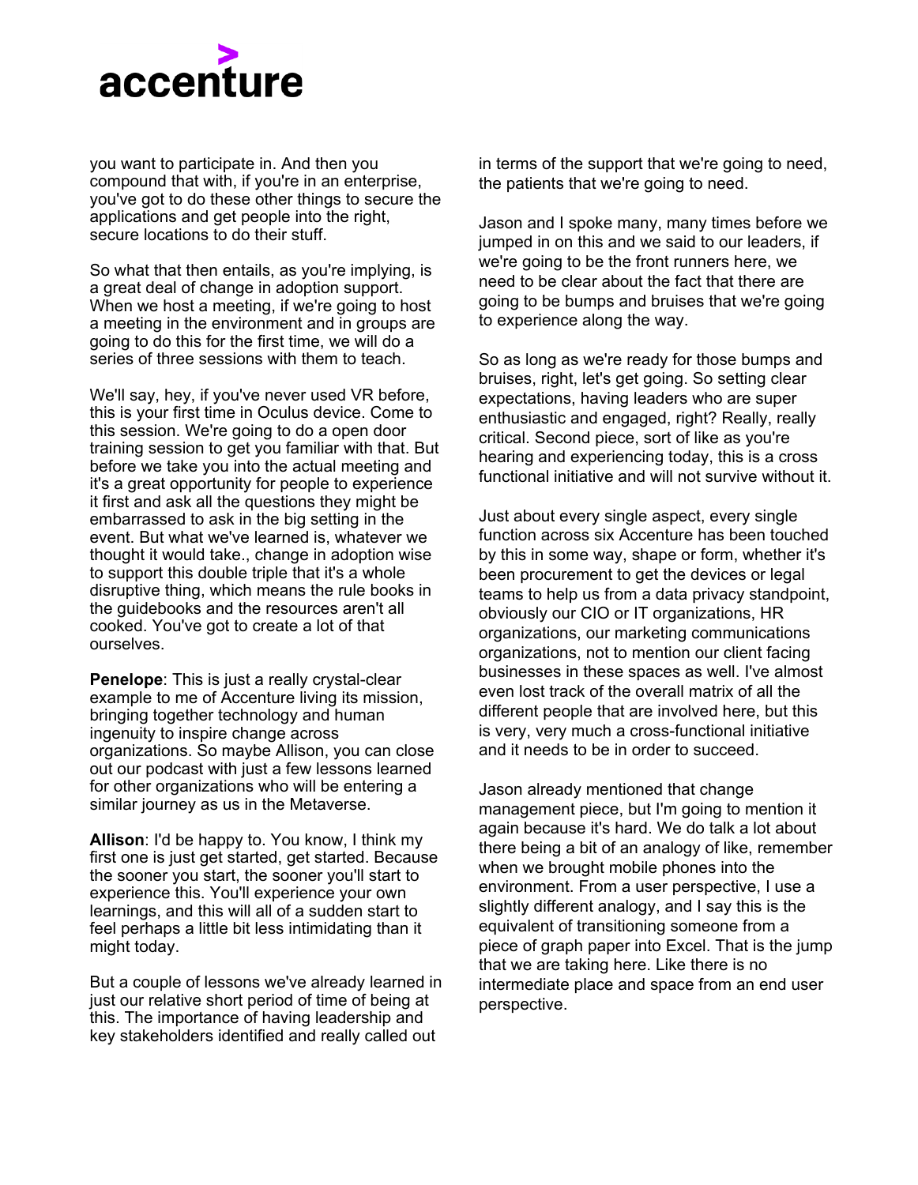you want to participate in. And then you compound that with, if you're in an enterprise, you've got to do these other things to secure the applications and get people into the right, secure locations to do their stuff.

So what that then entails, as you're implying, is a great deal of change in adoption support. When we host a meeting, if we're going to host a meeting in the environment and in groups are going to do this for the first time, we will do a series of three sessions with them to teach.

We'll say, hey, if you've never used VR before, this is your first time in Oculus device. Come to this session. We're going to do a open door training session to get you familiar with that. But before we take you into the actual meeting and it's a great opportunity for people to experience it first and ask all the questions they might be embarrassed to ask in the big setting in the event. But what we've learned is, whatever we thought it would take., change in adoption wise to support this double triple that it's a whole disruptive thing, which means the rule books in the guidebooks and the resources aren't all cooked. You've got to create a lot of that ourselves.

**Penelope**: This is just a really crystal-clear example to me of Accenture living its mission, bringing together technology and human ingenuity to inspire change across organizations. So maybe Allison, you can close out our podcast with just a few lessons learned for other organizations who will be entering a similar journey as us in the Metaverse.

**Allison**: I'd be happy to. You know, I think my first one is just get started, get started. Because the sooner you start, the sooner you'll start to experience this. You'll experience your own learnings, and this will all of a sudden start to feel perhaps a little bit less intimidating than it might today.

But a couple of lessons we've already learned in just our relative short period of time of being at this. The importance of having leadership and key stakeholders identified and really called out in terms of the support that we're going to need, the patients that we're going to need.

Jason and I spoke many, many times before we jumped in on this and we said to our leaders, if we're going to be the front runners here, we need to be clear about the fact that there are going to be bumps and bruises that we're going to experience along the way.

So as long as we're ready for those bumps and bruises, right, let's get going. So setting clear expectations, having leaders who are super enthusiastic and engaged, right? Really, really critical. Second piece, sort of like as you're hearing and experiencing today, this is a cross functional initiative and will not survive without it.

Just about every single aspect, every single function across six Accenture has been touched by this in some way, shape or form, whether it's been procurement to get the devices or legal teams to help us from a data privacy standpoint, obviously our CIO or IT organizations, HR organizations, our marketing communications organizations, not to mention our client facing businesses in these spaces as well. I've almost even lost track of the overall matrix of all the different people that are involved here, but this is very, very much a cross-functional initiative and it needs to be in order to succeed.

Jason already mentioned that change management piece, but I'm going to mention it again because it's hard. We do talk a lot about there being a bit of an analogy of like, remember when we brought mobile phones into the environment. From a user perspective, I use a slightly different analogy, and I say this is the equivalent of transitioning someone from a piece of graph paper into Excel. That is the jump that we are taking here. Like there is no intermediate place and space from an end user perspective.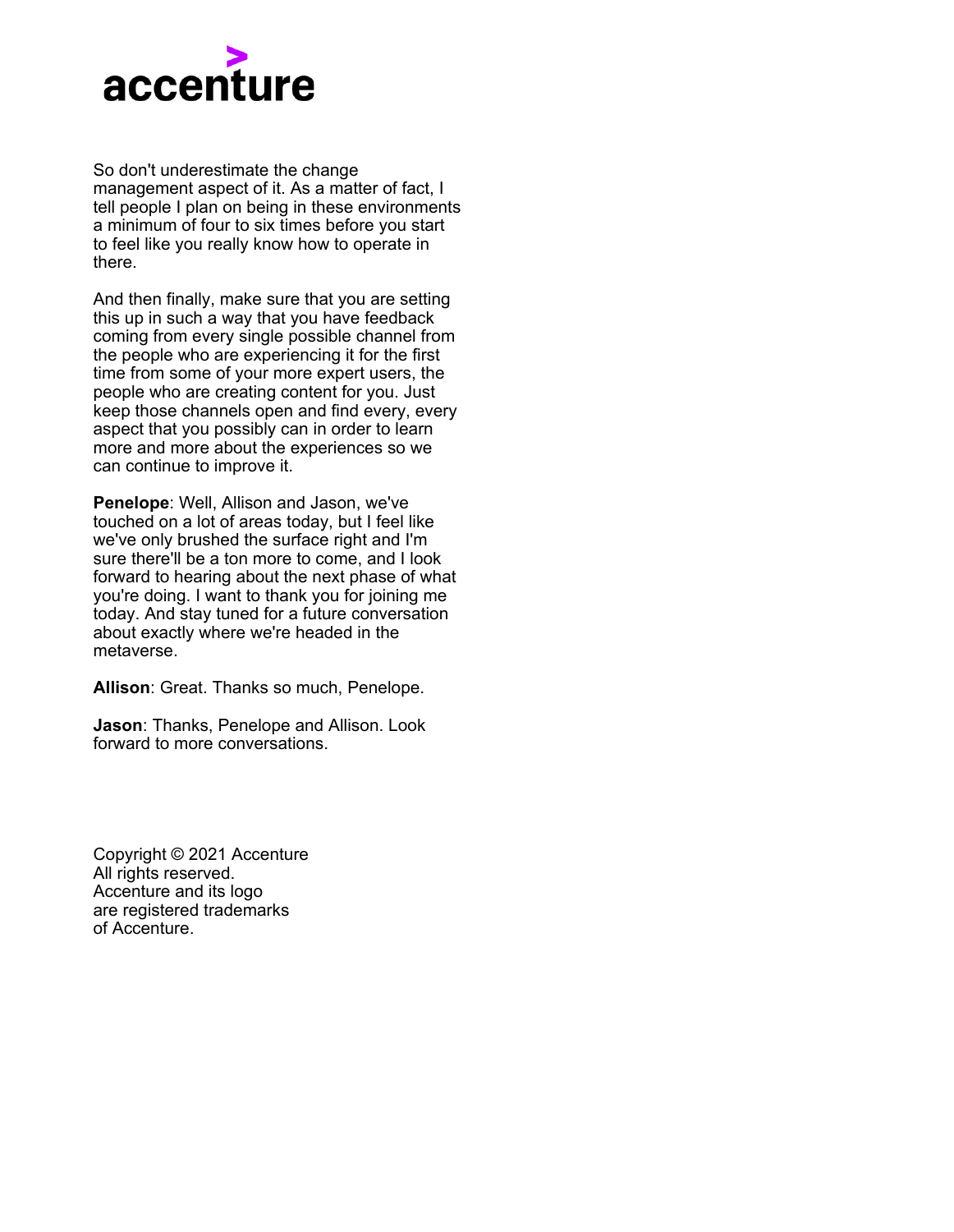So don't underestimate the change management aspect of it. As a matter of fact, I tell people I plan on being in these environments a minimum of four to six times before you start to feel like you really know how to operate in there.

And then finally, make sure that you are setting this up in such a way that you have feedback coming from every single possible channel from the people who are experiencing it for the first time from some of your more expert users, the people who are creating content for you. Just keep those channels open and find every, every aspect that you possibly can in order to learn more and more about the experiences so we can continue to improve it.

**Penelope**: Well, Allison and Jason, we've touched on a lot of areas today, but I feel like we've only brushed the surface right and I'm sure there'll be a ton more to come, and I look forward to hearing about the next phase of what you're doing. I want to thank you for joining me today. And stay tuned for a future conversation about exactly where we're headed in the metaverse.

**Allison**: Great. Thanks so much, Penelope.

**Jason**: Thanks, Penelope and Allison. Look forward to more conversations.

Copyright © 2021 Accenture
All rights reserved.
Accenture and its logo
are registered trademarks
of Accenture.